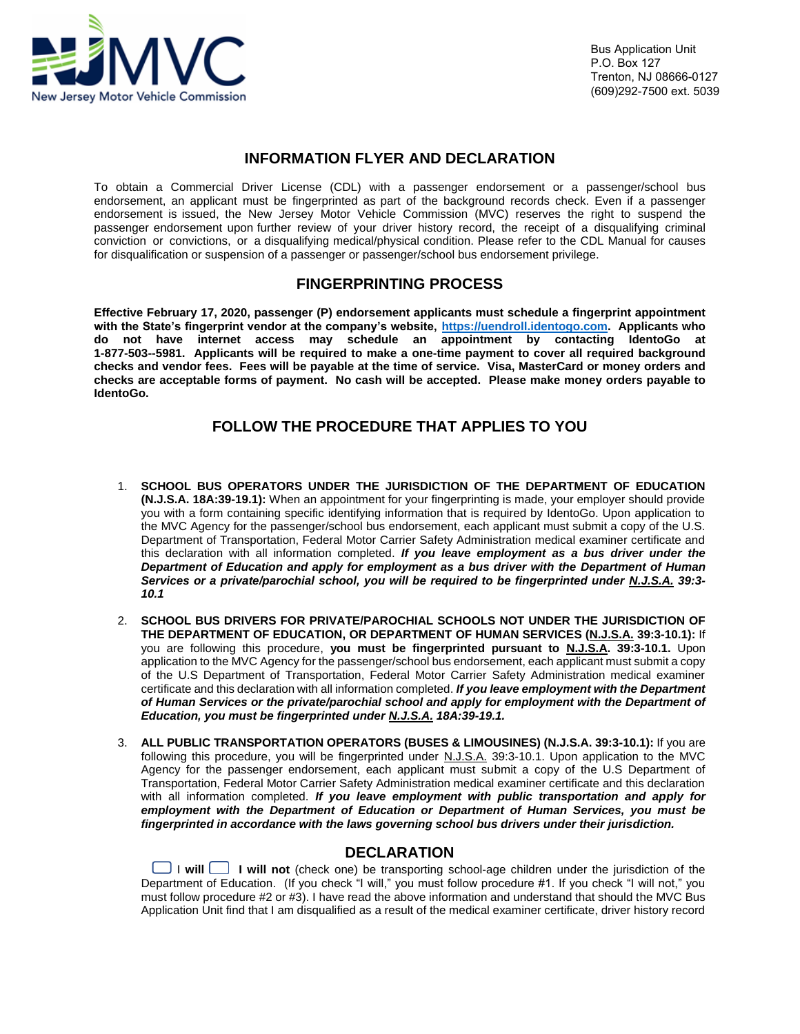New Jersey Motor Vehicle Commission

Bus Application Unit
P.O. Box 127
Trenton, NJ 08666-0127
(609)292-7500 ext. 5039

## INFORMATION FLYER AND DECLARATION

To obtain a Commercial Driver License (CDL) with a passenger endorsement or a passenger/school bus endorsement, an applicant must be fingerprinted as part of the background records check. Even if a passenger endorsement is issued, the New Jersey Motor Vehicle Commission (MVC) reserves the right to suspend the passenger endorsement upon further review of your driver history record, the receipt of a disqualifying criminal conviction or convictions, or a disqualifying medical/physical condition. Please refer to the CDL Manual for causes for disqualification or suspension of a passenger or passenger/school bus endorsement privilege.

## FINGERPRINTING PROCESS

**Effective February 17, 2020, passenger (P) endorsement applicants must schedule a fingerprint appointment with the State's fingerprint vendor at the company's website, [https://uendroll.identogo.com](https://uendroll.identogo.com). Applicants who do not have internet access may schedule an appointment by contacting IdentoGo at 1-877-503--5981. Applicants will be required to make a one-time payment to cover all required background checks and vendor fees. Fees will be payable at the time of service. Visa, MasterCard or money orders and checks are acceptable forms of payment. No cash will be accepted. Please make money orders payable to IdentoGo.**

## FOLLOW THE PROCEDURE THAT APPLIES TO YOU

1. **SCHOOL BUS OPERATORS UNDER THE JURISDICTION OF THE DEPARTMENT OF EDUCATION (N.J.S.A. 18A:39-19.1):** When an appointment for your fingerprinting is made, your employer should provide you with a form containing specific identifying information that is required by IdentoGo. Upon application to the MVC Agency for the passenger/school bus endorsement, each applicant must submit a copy of the U.S. Department of Transportation, Federal Motor Carrier Safety Administration medical examiner certificate and this declaration with all information completed. ***If you leave employment as a bus driver under the Department of Education and apply for employment as a bus driver with the Department of Human Services or a private/parochial school, you will be required to be fingerprinted under N.J.S.A. 39:3-10.1***

2. **SCHOOL BUS DRIVERS FOR PRIVATE/PAROCHIAL SCHOOLS NOT UNDER THE JURISDICTION OF THE DEPARTMENT OF EDUCATION, OR DEPARTMENT OF HUMAN SERVICES (N.J.S.A. 39:3-10.1):** If you are following this procedure, **you must be fingerprinted pursuant to N.J.S.A. 39:3-10.1.** Upon application to the MVC Agency for the passenger/school bus endorsement, each applicant must submit a copy of the U.S Department of Transportation, Federal Motor Carrier Safety Administration medical examiner certificate and this declaration with all information completed. ***If you leave employment with the Department of Human Services or the private/parochial school and apply for employment with the Department of Education, you must be fingerprinted under N.J.S.A. 18A:39-19.1.***

3. **ALL PUBLIC TRANSPORTATION OPERATORS (BUSES & LIMOUSINES) (N.J.S.A. 39:3-10.1):** If you are following this procedure, you will be fingerprinted under N.J.S.A. 39:3-10.1. Upon application to the MVC Agency for the passenger endorsement, each applicant must submit a copy of the U.S Department of Transportation, Federal Motor Carrier Safety Administration medical examiner certificate and this declaration with all information completed. ***If you leave employment with public transportation and apply for employment with the Department of Education or Department of Human Services, you must be fingerprinted in accordance with the laws governing school bus drivers under their jurisdiction.***

## DECLARATION

☐ I **will** ☐ **I will not** (check one) be transporting school-age children under the jurisdiction of the Department of Education. (If you check "I will," you must follow procedure #1. If you check "I will not," you must follow procedure #2 or #3). I have read the above information and understand that should the MVC Bus Application Unit find that I am disqualified as a result of the medical examiner certificate, driver history record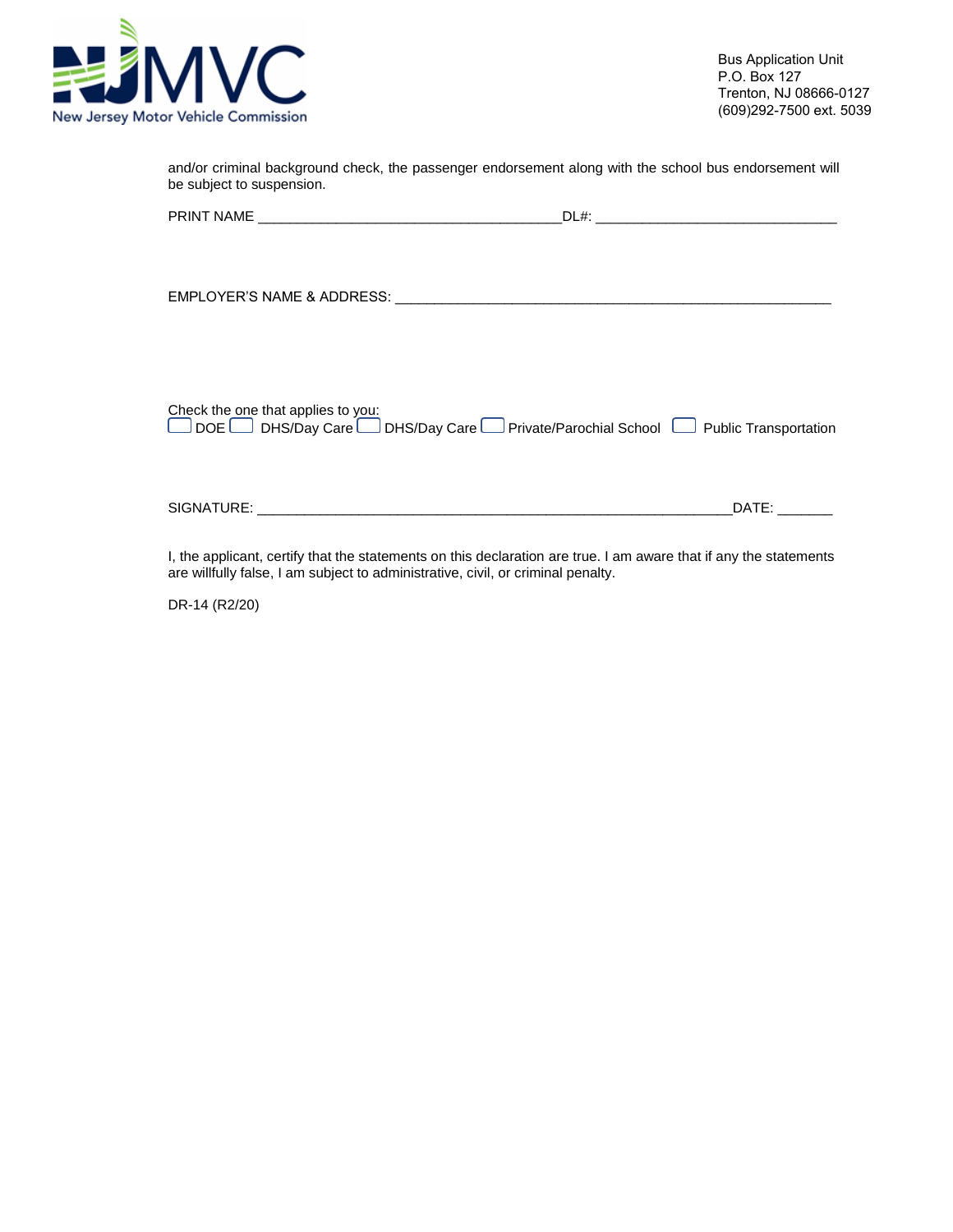Bus Application Unit
P.O. Box 127
Trenton, NJ 08666-0127
(609)292-7500 ext. 5039

and/or criminal background check, the passenger endorsement along with the school bus endorsement will be subject to suspension.

PRINT NAME ______________________________________DL#: ______________________________

EMPLOYER'S NAME & ADDRESS: _______________________________________________________

Check the one that applies to you:
☐ DOE ☐ DHS/Day Care ☐ DHS/Day Care ☐ Private/Parochial School ☐ Public Transportation

SIGNATURE: ____________________________________________________________DATE: _______

I, the applicant, certify that the statements on this declaration are true. I am aware that if any the statements are willfully false, I am subject to administrative, civil, or criminal penalty.

DR-14 (R2/20)